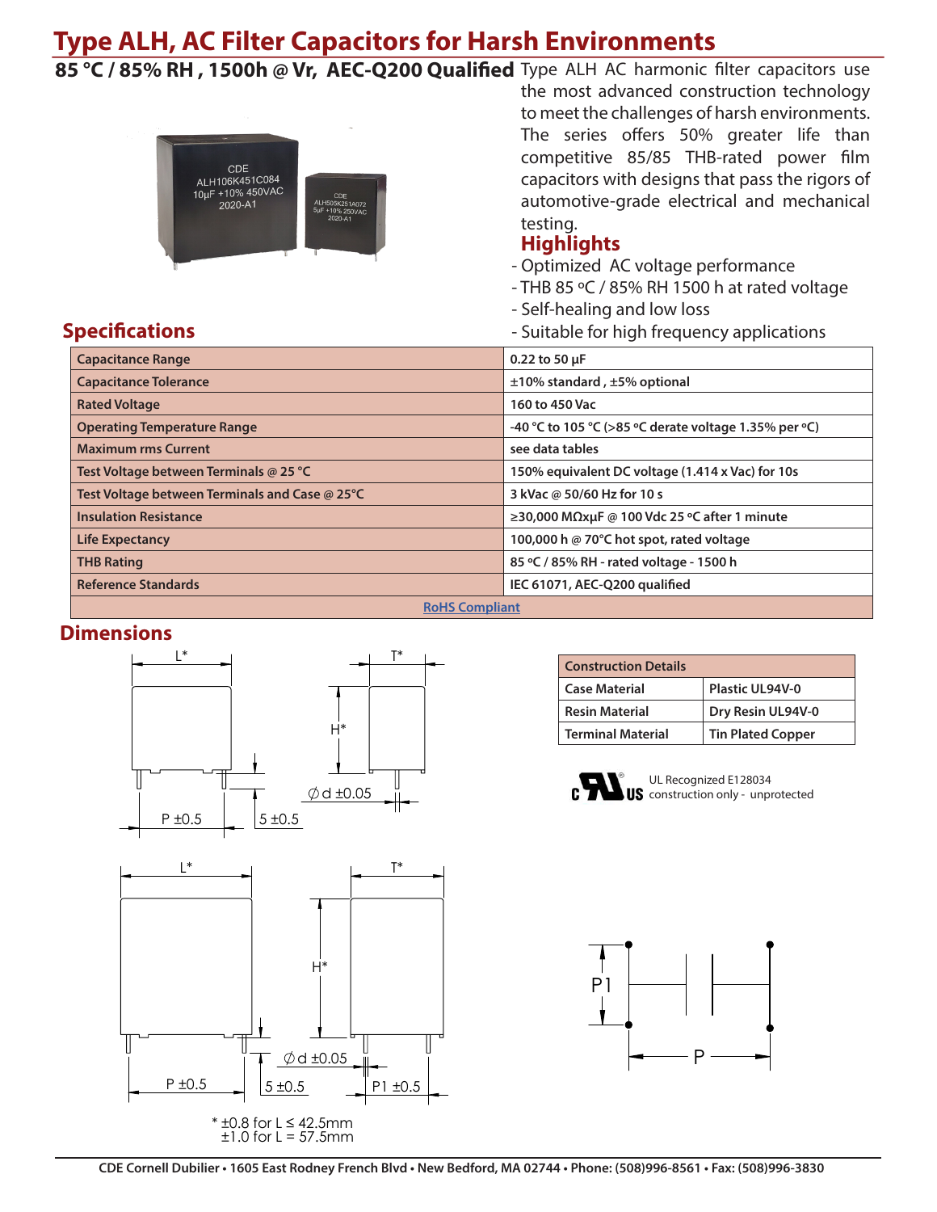# Type ALH, AC Filter Capacitors for Harsh Environments

**85 °C / 85% RH , 1500h @ Vr, AEC-Q200 Qualified**

Type ALH AC harmonic filter capacitors use the most advanced construction technology to meet the challenges of harsh environments. The series offers 50% greater life than competitive 85/85 THB-rated power film capacitors with designs that pass the rigors of automotive-grade electrical and mechanical testing.

## Highlights

- Optimized AC voltage performance
- THB 85 ºC / 85% RH 1500 h at rated voltage
- Self-healing and low loss
- Suitable for high frequency applications

## Specifications

| | |
|---|---|
| Capacitance Range | 0.22 to 50 µF |
| Capacitance Tolerance | ±10% standard , ±5% optional |
| Rated Voltage | 160 to 450 Vac |
| Operating Temperature Range | -40 °C to 105 °C (>85 ºC derate voltage 1.35% per ºC) |
| Maximum rms Current | see data tables |
| Test Voltage between Terminals @ 25 °C | 150% equivalent DC voltage (1.414 x Vac) for 10s |
| Test Voltage between Terminals and Case @ 25°C | 3 kVac @ 50/60 Hz for 10 s |
| Insulation Resistance | ≥30,000 MΩxµF @ 100 Vdc 25 ºC after 1 minute |
| Life Expectancy | 100,000 h @ 70°C hot spot, rated voltage |
| THB Rating | 85 ºC / 85% RH - rated voltage - 1500 h |
| Reference Standards | IEC 61071, AEC-Q200 qualified |
| RoHS Compliant | |

## Dimensions

L* T* H* Ø d ±0.05 P ±0.5 5 ±0.5 P1 ±0.5

* ±0.8 for L ≤ 42.5mm
 ±1.0 for L = 57.5mm

| Construction Details | |
|---|---|
| Case Material | Plastic UL94V-0 |
| Resin Material | Dry Resin UL94V-0 |
| Terminal Material | Tin Plated Copper |

UL Recognized E128034
construction only - unprotected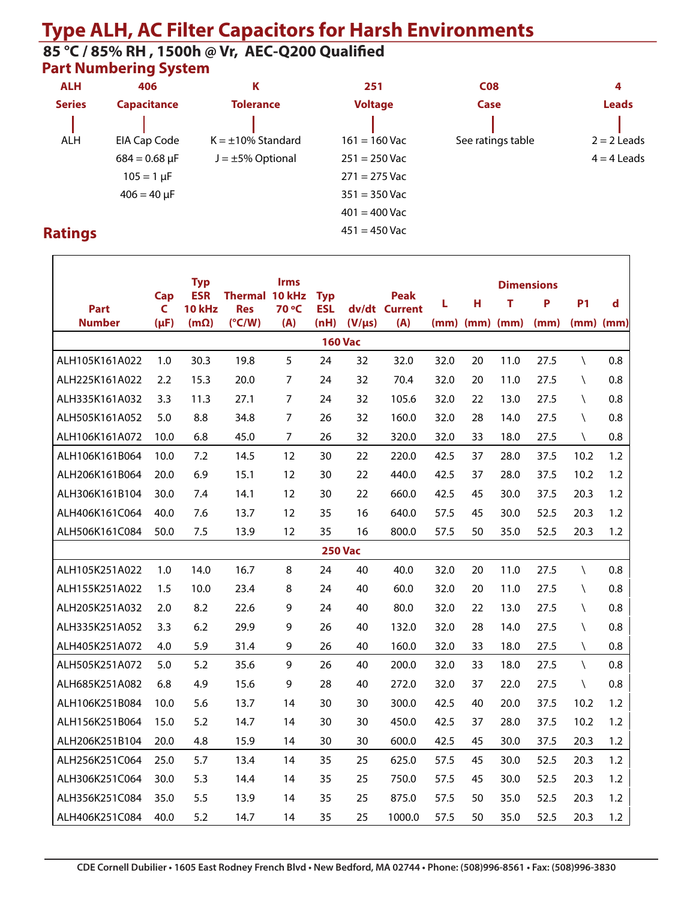# Type ALH, AC Filter Capacitors for Harsh Environments

**85 °C / 85% RH , 1500h @ Vr, AEC-Q200 Qualified**

## Part Numbering System

| ALH | 406 | K | 251 | C08 | 4 |
|---|---|---|---|---|---|
| **Series** | **Capacitance** | **Tolerance** | **Voltage** | **Case** | **Leads** |
| ALH | EIA Cap Code | K = ±10% Standard | 161 = 160 Vac | See ratings table | 2 = 2 Leads |
| | 684 = 0.68 µF | J = ±5% Optional | 251 = 250 Vac | | 4 = 4 Leads |
| | 105 = 1 µF | | 271 = 275 Vac | | |
| | 406 = 40 µF | | 351 = 350 Vac | | |
| | | | 401 = 400 Vac | | |
| | | | 451 = 450 Vac | | |

## Ratings

| Part Number | Cap C (µF) | Typ ESR 10 kHz (mΩ) | Thermal Res (°C/W) | Irms 10 kHz 70 °C (A) | Typ ESL (nH) | dv/dt (V/µs) | Peak Current (A) | Dimensions L (mm) | H (mm) | T (mm) | P (mm) | P1 (mm) | d (mm) |
|---|---|---|---|---|---|---|---|---|---|---|---|---|---|
| **160 Vac** | | | | | | | | | | | | | |
| ALH105K161A022 | 1.0 | 30.3 | 19.8 | 5 | 24 | 32 | 32.0 | 32.0 | 20 | 11.0 | 27.5 | \ | 0.8 |
| ALH225K161A022 | 2.2 | 15.3 | 20.0 | 7 | 24 | 32 | 70.4 | 32.0 | 20 | 11.0 | 27.5 | \ | 0.8 |
| ALH335K161A032 | 3.3 | 11.3 | 27.1 | 7 | 24 | 32 | 105.6 | 32.0 | 22 | 13.0 | 27.5 | \ | 0.8 |
| ALH505K161A052 | 5.0 | 8.8 | 34.8 | 7 | 26 | 32 | 160.0 | 32.0 | 28 | 14.0 | 27.5 | \ | 0.8 |
| ALH106K161A072 | 10.0 | 6.8 | 45.0 | 7 | 26 | 32 | 320.0 | 32.0 | 33 | 18.0 | 27.5 | \ | 0.8 |
| ALH106K161B064 | 10.0 | 7.2 | 14.5 | 12 | 30 | 22 | 220.0 | 42.5 | 37 | 28.0 | 37.5 | 10.2 | 1.2 |
| ALH206K161B064 | 20.0 | 6.9 | 15.1 | 12 | 30 | 22 | 440.0 | 42.5 | 37 | 28.0 | 37.5 | 10.2 | 1.2 |
| ALH306K161B104 | 30.0 | 7.4 | 14.1 | 12 | 30 | 22 | 660.0 | 42.5 | 45 | 30.0 | 37.5 | 20.3 | 1.2 |
| ALH406K161C064 | 40.0 | 7.6 | 13.7 | 12 | 35 | 16 | 640.0 | 57.5 | 45 | 30.0 | 52.5 | 20.3 | 1.2 |
| ALH506K161C084 | 50.0 | 7.5 | 13.9 | 12 | 35 | 16 | 800.0 | 57.5 | 50 | 35.0 | 52.5 | 20.3 | 1.2 |
| **250 Vac** | | | | | | | | | | | | | |
| ALH105K251A022 | 1.0 | 14.0 | 16.7 | 8 | 24 | 40 | 40.0 | 32.0 | 20 | 11.0 | 27.5 | \ | 0.8 |
| ALH155K251A022 | 1.5 | 10.0 | 23.4 | 8 | 24 | 40 | 60.0 | 32.0 | 20 | 11.0 | 27.5 | \ | 0.8 |
| ALH205K251A032 | 2.0 | 8.2 | 22.6 | 9 | 24 | 40 | 80.0 | 32.0 | 22 | 13.0 | 27.5 | \ | 0.8 |
| ALH335K251A052 | 3.3 | 6.2 | 29.9 | 9 | 26 | 40 | 132.0 | 32.0 | 28 | 14.0 | 27.5 | \ | 0.8 |
| ALH405K251A072 | 4.0 | 5.9 | 31.4 | 9 | 26 | 40 | 160.0 | 32.0 | 33 | 18.0 | 27.5 | \ | 0.8 |
| ALH505K251A072 | 5.0 | 5.2 | 35.6 | 9 | 26 | 40 | 200.0 | 32.0 | 33 | 18.0 | 27.5 | \ | 0.8 |
| ALH685K251A082 | 6.8 | 4.9 | 15.6 | 9 | 28 | 40 | 272.0 | 32.0 | 37 | 22.0 | 27.5 | \ | 0.8 |
| ALH106K251B084 | 10.0 | 5.6 | 13.7 | 14 | 30 | 30 | 300.0 | 42.5 | 40 | 20.0 | 37.5 | 10.2 | 1.2 |
| ALH156K251B064 | 15.0 | 5.2 | 14.7 | 14 | 30 | 30 | 450.0 | 42.5 | 37 | 28.0 | 37.5 | 10.2 | 1.2 |
| ALH206K251B104 | 20.0 | 4.8 | 15.9 | 14 | 30 | 30 | 600.0 | 42.5 | 45 | 30.0 | 37.5 | 20.3 | 1.2 |
| ALH256K251C064 | 25.0 | 5.7 | 13.4 | 14 | 35 | 25 | 625.0 | 57.5 | 45 | 30.0 | 52.5 | 20.3 | 1.2 |
| ALH306K251C064 | 30.0 | 5.3 | 14.4 | 14 | 35 | 25 | 750.0 | 57.5 | 45 | 30.0 | 52.5 | 20.3 | 1.2 |
| ALH356K251C084 | 35.0 | 5.5 | 13.9 | 14 | 35 | 25 | 875.0 | 57.5 | 50 | 35.0 | 52.5 | 20.3 | 1.2 |
| ALH406K251C084 | 40.0 | 5.2 | 14.7 | 14 | 35 | 25 | 1000.0 | 57.5 | 50 | 35.0 | 52.5 | 20.3 | 1.2 |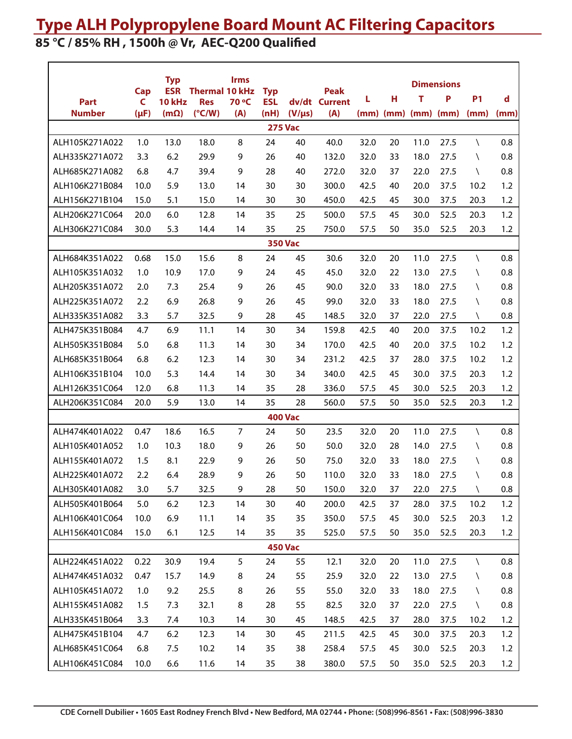# Type ALH Polypropylene Board Mount AC Filtering Capacitors

## 85 °C / 85% RH , 1500h @ Vr, AEC-Q200 Qualified

| Part Number | Cap C (µF) | Typ ESR 10 kHz (mΩ) | Thermal Res (°C/W) | Irms 10 kHz 70 °C (A) | Typ ESL (nH) | dv/dt (V/µs) | Peak Current (A) | Dimensions L (mm) | H (mm) | T (mm) | P (mm) | P1 (mm) | d (mm) |
|---|---|---|---|---|---|---|---|---|---|---|---|---|---|
| **275 Vac** | | | | | | | | | | | | | |
| ALH105K271A022 | 1.0 | 13.0 | 18.0 | 8 | 24 | 40 | 40.0 | 32.0 | 20 | 11.0 | 27.5 | \ | 0.8 |
| ALH335K271A072 | 3.3 | 6.2 | 29.9 | 9 | 26 | 40 | 132.0 | 32.0 | 33 | 18.0 | 27.5 | \ | 0.8 |
| ALH685K271A082 | 6.8 | 4.7 | 39.4 | 9 | 28 | 40 | 272.0 | 32.0 | 37 | 22.0 | 27.5 | \ | 0.8 |
| ALH106K271B084 | 10.0 | 5.9 | 13.0 | 14 | 30 | 30 | 300.0 | 42.5 | 40 | 20.0 | 37.5 | 10.2 | 1.2 |
| ALH156K271B104 | 15.0 | 5.1 | 15.0 | 14 | 30 | 30 | 450.0 | 42.5 | 45 | 30.0 | 37.5 | 20.3 | 1.2 |
| ALH206K271C064 | 20.0 | 6.0 | 12.8 | 14 | 35 | 25 | 500.0 | 57.5 | 45 | 30.0 | 52.5 | 20.3 | 1.2 |
| ALH306K271C084 | 30.0 | 5.3 | 14.4 | 14 | 35 | 25 | 750.0 | 57.5 | 50 | 35.0 | 52.5 | 20.3 | 1.2 |
| **350 Vac** | | | | | | | | | | | | | |
| ALH684K351A022 | 0.68 | 15.0 | 15.6 | 8 | 24 | 45 | 30.6 | 32.0 | 20 | 11.0 | 27.5 | \ | 0.8 |
| ALH105K351A032 | 1.0 | 10.9 | 17.0 | 9 | 24 | 45 | 45.0 | 32.0 | 22 | 13.0 | 27.5 | \ | 0.8 |
| ALH205K351A072 | 2.0 | 7.3 | 25.4 | 9 | 26 | 45 | 90.0 | 32.0 | 33 | 18.0 | 27.5 | \ | 0.8 |
| ALH225K351A072 | 2.2 | 6.9 | 26.8 | 9 | 26 | 45 | 99.0 | 32.0 | 33 | 18.0 | 27.5 | \ | 0.8 |
| ALH335K351A082 | 3.3 | 5.7 | 32.5 | 9 | 28 | 45 | 148.5 | 32.0 | 37 | 22.0 | 27.5 | \ | 0.8 |
| ALH475K351B084 | 4.7 | 6.9 | 11.1 | 14 | 30 | 34 | 159.8 | 42.5 | 40 | 20.0 | 37.5 | 10.2 | 1.2 |
| ALH505K351B084 | 5.0 | 6.8 | 11.3 | 14 | 30 | 34 | 170.0 | 42.5 | 40 | 20.0 | 37.5 | 10.2 | 1.2 |
| ALH685K351B064 | 6.8 | 6.2 | 12.3 | 14 | 30 | 34 | 231.2 | 42.5 | 37 | 28.0 | 37.5 | 10.2 | 1.2 |
| ALH106K351B104 | 10.0 | 5.3 | 14.4 | 14 | 30 | 34 | 340.0 | 42.5 | 45 | 30.0 | 37.5 | 20.3 | 1.2 |
| ALH126K351C064 | 12.0 | 6.8 | 11.3 | 14 | 35 | 28 | 336.0 | 57.5 | 45 | 30.0 | 52.5 | 20.3 | 1.2 |
| ALH206K351C084 | 20.0 | 5.9 | 13.0 | 14 | 35 | 28 | 560.0 | 57.5 | 50 | 35.0 | 52.5 | 20.3 | 1.2 |
| **400 Vac** | | | | | | | | | | | | | |
| ALH474K401A022 | 0.47 | 18.6 | 16.5 | 7 | 24 | 50 | 23.5 | 32.0 | 20 | 11.0 | 27.5 | \ | 0.8 |
| ALH105K401A052 | 1.0 | 10.3 | 18.0 | 9 | 26 | 50 | 50.0 | 32.0 | 28 | 14.0 | 27.5 | \ | 0.8 |
| ALH155K401A072 | 1.5 | 8.1 | 22.9 | 9 | 26 | 50 | 75.0 | 32.0 | 33 | 18.0 | 27.5 | \ | 0.8 |
| ALH225K401A072 | 2.2 | 6.4 | 28.9 | 9 | 26 | 50 | 110.0 | 32.0 | 33 | 18.0 | 27.5 | \ | 0.8 |
| ALH305K401A082 | 3.0 | 5.7 | 32.5 | 9 | 28 | 50 | 150.0 | 32.0 | 37 | 22.0 | 27.5 | \ | 0.8 |
| ALH505K401B064 | 5.0 | 6.2 | 12.3 | 14 | 30 | 40 | 200.0 | 42.5 | 37 | 28.0 | 37.5 | 10.2 | 1.2 |
| ALH106K401C064 | 10.0 | 6.9 | 11.1 | 14 | 35 | 35 | 350.0 | 57.5 | 45 | 30.0 | 52.5 | 20.3 | 1.2 |
| ALH156K401C084 | 15.0 | 6.1 | 12.5 | 14 | 35 | 35 | 525.0 | 57.5 | 50 | 35.0 | 52.5 | 20.3 | 1.2 |
| **450 Vac** | | | | | | | | | | | | | |
| ALH224K451A022 | 0.22 | 30.9 | 19.4 | 5 | 24 | 55 | 12.1 | 32.0 | 20 | 11.0 | 27.5 | \ | 0.8 |
| ALH474K451A032 | 0.47 | 15.7 | 14.9 | 8 | 24 | 55 | 25.9 | 32.0 | 22 | 13.0 | 27.5 | \ | 0.8 |
| ALH105K451A072 | 1.0 | 9.2 | 25.5 | 8 | 26 | 55 | 55.0 | 32.0 | 33 | 18.0 | 27.5 | \ | 0.8 |
| ALH155K451A082 | 1.5 | 7.3 | 32.1 | 8 | 28 | 55 | 82.5 | 32.0 | 37 | 22.0 | 27.5 | \ | 0.8 |
| ALH335K451B064 | 3.3 | 7.4 | 10.3 | 14 | 30 | 45 | 148.5 | 42.5 | 37 | 28.0 | 37.5 | 10.2 | 1.2 |
| ALH475K451B104 | 4.7 | 6.2 | 12.3 | 14 | 30 | 45 | 211.5 | 42.5 | 45 | 30.0 | 37.5 | 20.3 | 1.2 |
| ALH685K451C064 | 6.8 | 7.5 | 10.2 | 14 | 35 | 38 | 258.4 | 57.5 | 45 | 30.0 | 52.5 | 20.3 | 1.2 |
| ALH106K451C084 | 10.0 | 6.6 | 11.6 | 14 | 35 | 38 | 380.0 | 57.5 | 50 | 35.0 | 52.5 | 20.3 | 1.2 |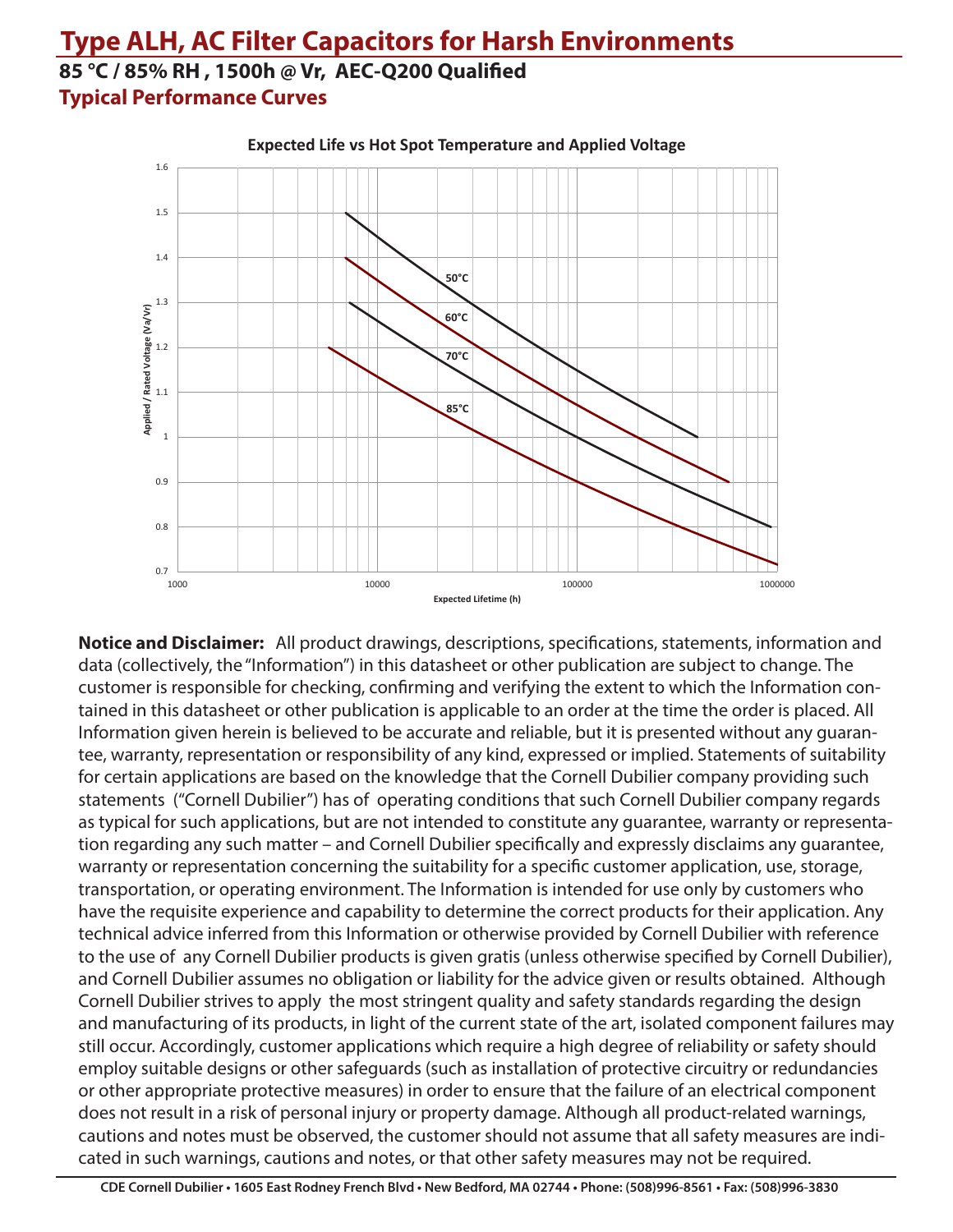# Type ALH, AC Filter Capacitors for Harsh Environments

## 85 °C / 85% RH , 1500h @ Vr, AEC-Q200 Qualified

### Typical Performance Curves

Expected Life vs Hot Spot Temperature and Applied Voltage

1.6
1.5
1.4
1.3
1.2
1.1
1
0.9
0.8
0.7

Applied / Rated Voltage (Va/Vr)

50°C
60°C
70°C
85°C

1000
10000
100000
1000000

Expected Lifetime (h)

**Notice and Disclaimer:** All product drawings, descriptions, specifications, statements, information and data (collectively, the "Information") in this datasheet or other publication are subject to change. The customer is responsible for checking, confirming and verifying the extent to which the Information contained in this datasheet or other publication is applicable to an order at the time the order is placed. All Information given herein is believed to be accurate and reliable, but it is presented without any guarantee, warranty, representation or responsibility of any kind, expressed or implied. Statements of suitability for certain applications are based on the knowledge that the Cornell Dubilier company providing such statements ("Cornell Dubilier") has of operating conditions that such Cornell Dubilier company regards as typical for such applications, but are not intended to constitute any guarantee, warranty or representation regarding any such matter – and Cornell Dubilier specifically and expressly disclaims any guarantee, warranty or representation concerning the suitability for a specific customer application, use, storage, transportation, or operating environment. The Information is intended for use only by customers who have the requisite experience and capability to determine the correct products for their application. Any technical advice inferred from this Information or otherwise provided by Cornell Dubilier with reference to the use of any Cornell Dubilier products is given gratis (unless otherwise specified by Cornell Dubilier), and Cornell Dubilier assumes no obligation or liability for the advice given or results obtained. Although Cornell Dubilier strives to apply the most stringent quality and safety standards regarding the design and manufacturing of its products, in light of the current state of the art, isolated component failures may still occur. Accordingly, customer applications which require a high degree of reliability or safety should employ suitable designs or other safeguards (such as installation of protective circuitry or redundancies or other appropriate protective measures) in order to ensure that the failure of an electrical component does not result in a risk of personal injury or property damage. Although all product-related warnings, cautions and notes must be observed, the customer should not assume that all safety measures are indicated in such warnings, cautions and notes, or that other safety measures may not be required.

CDE Cornell Dubilier • 1605 East Rodney French Blvd • New Bedford, MA 02744 • Phone: (508)996-8561 • Fax: (508)996-3830